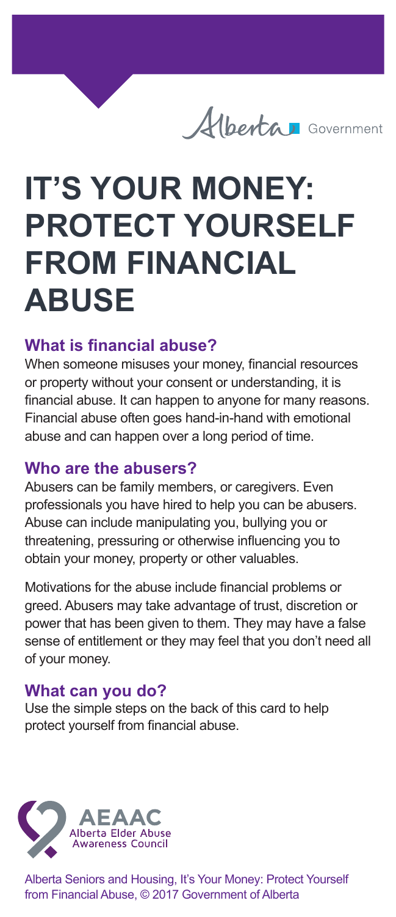Alberta Government

# IT'S YOUR MONEY: PROTECT YOURSELF FROM FINANCIAL ABUSE

## What is financial abuse?

When someone misuses your money, financial resources or property without your consent or understanding, it is financial abuse. It can happen to anyone for many reasons. Financial abuse often goes hand-in-hand with emotional abuse and can happen over a long period of time.

## Who are the abusers?

Abusers can be family members, or caregivers. Even professionals you have hired to help you can be abusers. Abuse can include manipulating you, bullying you or threatening, pressuring or otherwise influencing you to obtain your money, property or other valuables.

Motivations for the abuse include financial problems or greed. Abusers may take advantage of trust, discretion or power that has been given to them. They may have a false sense of entitlement or they may feel that you don't need all of your money.

## What can you do?

Use the simple steps on the back of this card to help protect yourself from financial abuse.

AEAAC
Alberta Elder Abuse Awareness Council

Alberta Seniors and Housing, It's Your Money: Protect Yourself from Financial Abuse, © 2017 Government of Alberta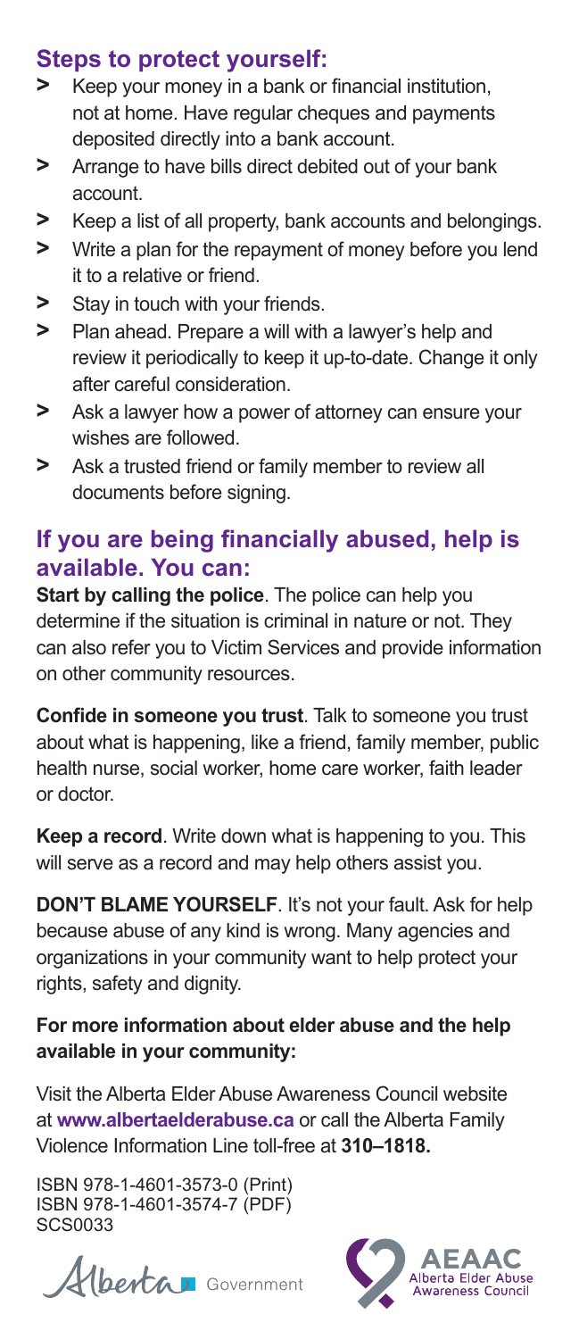## Steps to protect yourself:

- Keep your money in a bank or financial institution, not at home. Have regular cheques and payments deposited directly into a bank account.
- Arrange to have bills direct debited out of your bank account.
- Keep a list of all property, bank accounts and belongings.
- Write a plan for the repayment of money before you lend it to a relative or friend.
- Stay in touch with your friends.
- Plan ahead. Prepare a will with a lawyer's help and review it periodically to keep it up-to-date. Change it only after careful consideration.
- Ask a lawyer how a power of attorney can ensure your wishes are followed.
- Ask a trusted friend or family member to review all documents before signing.

## If you are being financially abused, help is available. You can:

**Start by calling the police**. The police can help you determine if the situation is criminal in nature or not. They can also refer you to Victim Services and provide information on other community resources.

**Confide in someone you trust**. Talk to someone you trust about what is happening, like a friend, family member, public health nurse, social worker, home care worker, faith leader or doctor.

**Keep a record**. Write down what is happening to you. This will serve as a record and may help others assist you.

**DON'T BLAME YOURSELF**. It's not your fault. Ask for help because abuse of any kind is wrong. Many agencies and organizations in your community want to help protect your rights, safety and dignity.

**For more information about elder abuse and the help available in your community:**

Visit the Alberta Elder Abuse Awareness Council website at **www.albertaelderabuse.ca** or call the Alberta Family Violence Information Line toll-free at **310–1818.**

ISBN 978-1-4601-3573-0 (Print)
ISBN 978-1-4601-3574-7 (PDF)
SCS0033

Alberta Government

AEAAC
Alberta Elder Abuse Awareness Council